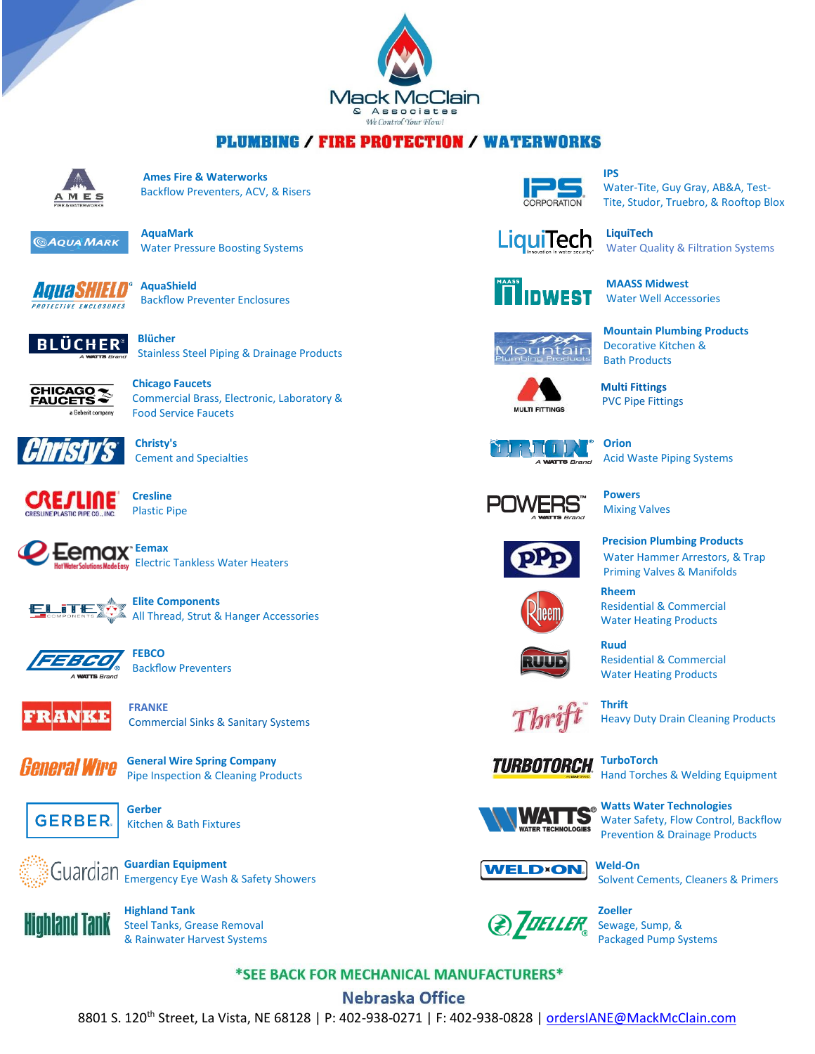# Mack McClain & Associates

*We Control Your Flow!*

## PLUMBING / FIRE PROTECTION / WATERWORKS

**Ames Fire & Waterworks**
Backflow Preventers, ACV, & Risers

**AquaMark**
Water Pressure Boosting Systems

**AquaShield**
Backflow Preventer Enclosures

**Blücher**
Stainless Steel Piping & Drainage Products

**Chicago Faucets**
Commercial Brass, Electronic, Laboratory & Food Service Faucets

**Christy's**
Cement and Specialties

**Cresline**
Plastic Pipe

**Eemax**
Electric Tankless Water Heaters

**Elite Components**
All Thread, Strut & Hanger Accessories

**FEBCO**
Backflow Preventers

**FRANKE**
Commercial Sinks & Sanitary Systems

**General Wire Spring Company**
Pipe Inspection & Cleaning Products

**Gerber**
Kitchen & Bath Fixtures

**Guardian Equipment**
Emergency Eye Wash & Safety Showers

**Highland Tank**
Steel Tanks, Grease Removal & Rainwater Harvest Systems

**IPS**
Water-Tite, Guy Gray, AB&A, Test-Tite, Studor, Truebro, & Rooftop Blox

**LiquiTech**
Water Quality & Filtration Systems

**MAASS Midwest**
Water Well Accessories

**Mountain Plumbing Products**
Decorative Kitchen & Bath Products

**Multi Fittings**
PVC Pipe Fittings

**Orion**
Acid Waste Piping Systems

**Powers**
Mixing Valves

**Precision Plumbing Products**
Water Hammer Arrestors, & Trap Priming Valves & Manifolds

**Rheem**
Residential & Commercial Water Heating Products

**Ruud**
Residential & Commercial Water Heating Products

**Thrift**
Heavy Duty Drain Cleaning Products

**TurboTorch**
Hand Torches & Welding Equipment

**Watts Water Technologies**
Water Safety, Flow Control, Backflow Prevention & Drainage Products

**Weld-On**
Solvent Cements, Cleaners & Primers

**Zoeller**
Sewage, Sump, & Packaged Pump Systems

**\*SEE BACK FOR MECHANICAL MANUFACTURERS\***

## Nebraska Office

8801 S. 120th Street, La Vista, NE 68128 | P: 402-938-0271 | F: 402-938-0828 | ordersIANE@MackMcClain.com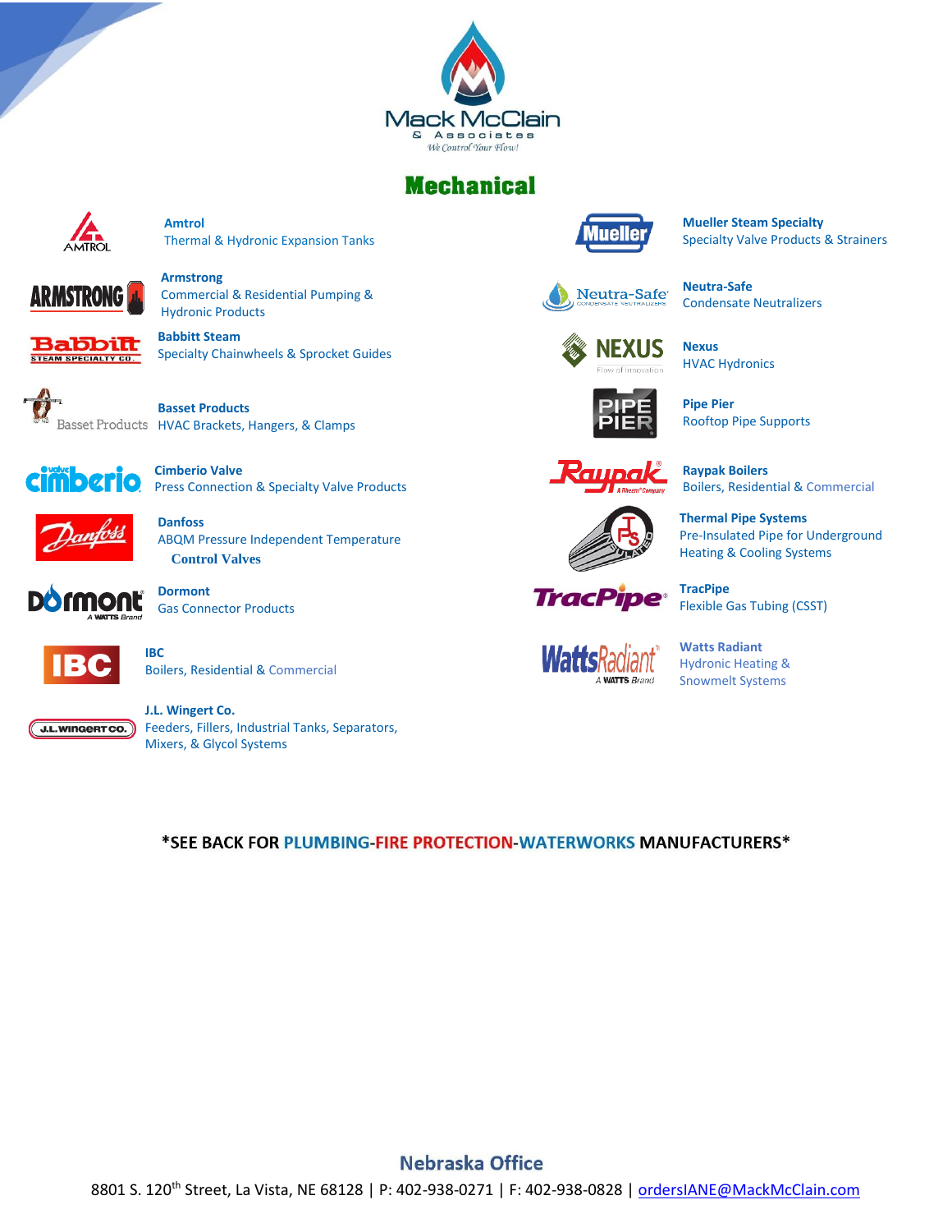Mack McClain & Associates

*We Control Your Flow!*

# Mechanical

**Amtrol**
Thermal & Hydronic Expansion Tanks

**Armstrong**
Commercial & Residential Pumping & Hydronic Products

**Babbitt Steam**
Specialty Chainwheels & Sprocket Guides

**Basset Products**
HVAC Brackets, Hangers, & Clamps

**Cimberio Valve**
Press Connection & Specialty Valve Products

**Danfoss**
ABQM Pressure Independent Temperature Control Valves

**Dormont**
Gas Connector Products

**IBC**
Boilers, Residential & Commercial

**J.L. Wingert Co.**
Feeders, Fillers, Industrial Tanks, Separators, Mixers, & Glycol Systems

**Mueller Steam Specialty**
Specialty Valve Products & Strainers

**Neutra-Safe**
Condensate Neutralizers

**Nexus**
HVAC Hydronics

**Pipe Pier**
Rooftop Pipe Supports

**Raypak Boilers**
Boilers, Residential & Commercial

**Thermal Pipe Systems**
Pre-Insulated Pipe for Underground Heating & Cooling Systems

**TracPipe**
Flexible Gas Tubing (CSST)

**Watts Radiant**
Hydronic Heating & Snowmelt Systems

**\*SEE BACK FOR PLUMBING-FIRE PROTECTION-WATERWORKS MANUFACTURERS\***

## Nebraska Office

8801 S. 120th Street, La Vista, NE 68128 | P: 402-938-0271 | F: 402-938-0828 | ordersIANE@MackMcClain.com